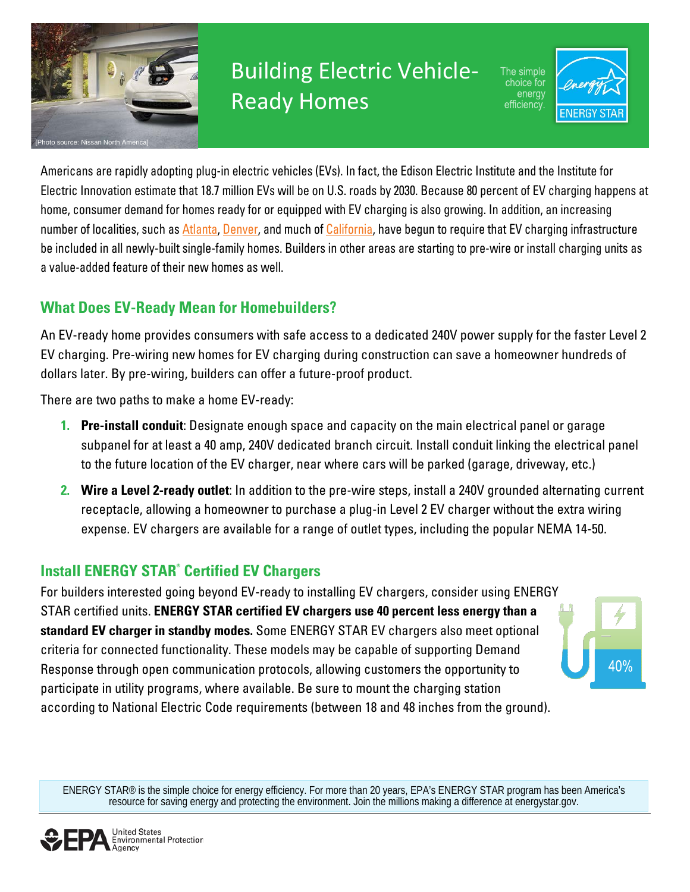[Photo source: Nissan North America]

# Building Electric Vehicle-Ready Homes

The simple choice for energy efficiency.

ENERGY STAR

Americans are rapidly adopting plug-in electric vehicles (EVs). In fact, the Edison Electric Institute and the Institute for Electric Innovation estimate that 18.7 million EVs will be on U.S. roads by 2030. Because 80 percent of EV charging happens at home, consumer demand for homes ready for or equipped with EV charging is also growing. In addition, an increasing number of localities, such as Atlanta, Denver, and much of California, have begun to require that EV charging infrastructure be included in all newly-built single-family homes. Builders in other areas are starting to pre-wire or install charging units as a value-added feature of their new homes as well.

## What Does EV-Ready Mean for Homebuilders?

An EV-ready home provides consumers with safe access to a dedicated 240V power supply for the faster Level 2 EV charging. Pre-wiring new homes for EV charging during construction can save a homeowner hundreds of dollars later. By pre-wiring, builders can offer a future-proof product.

There are two paths to make a home EV-ready:

1. **Pre-install conduit**: Designate enough space and capacity on the main electrical panel or garage subpanel for at least a 40 amp, 240V dedicated branch circuit. Install conduit linking the electrical panel to the future location of the EV charger, near where cars will be parked (garage, driveway, etc.)
2. **Wire a Level 2-ready outlet**: In addition to the pre-wire steps, install a 240V grounded alternating current receptacle, allowing a homeowner to purchase a plug-in Level 2 EV charger without the extra wiring expense. EV chargers are available for a range of outlet types, including the popular NEMA 14-50.

## Install ENERGY STAR® Certified EV Chargers

For builders interested going beyond EV-ready to installing EV chargers, consider using ENERGY STAR certified units. **ENERGY STAR certified EV chargers use 40 percent less energy than a standard EV charger in standby modes.** Some ENERGY STAR EV chargers also meet optional criteria for connected functionality. These models may be capable of supporting Demand Response through open communication protocols, allowing customers the opportunity to participate in utility programs, where available. Be sure to mount the charging station according to National Electric Code requirements (between 18 and 48 inches from the ground).

40%

ENERGY STAR® is the simple choice for energy efficiency. For more than 20 years, EPA's ENERGY STAR program has been America's resource for saving energy and protecting the environment. Join the millions making a difference at energystar.gov.

EPA United States Environmental Protection Agency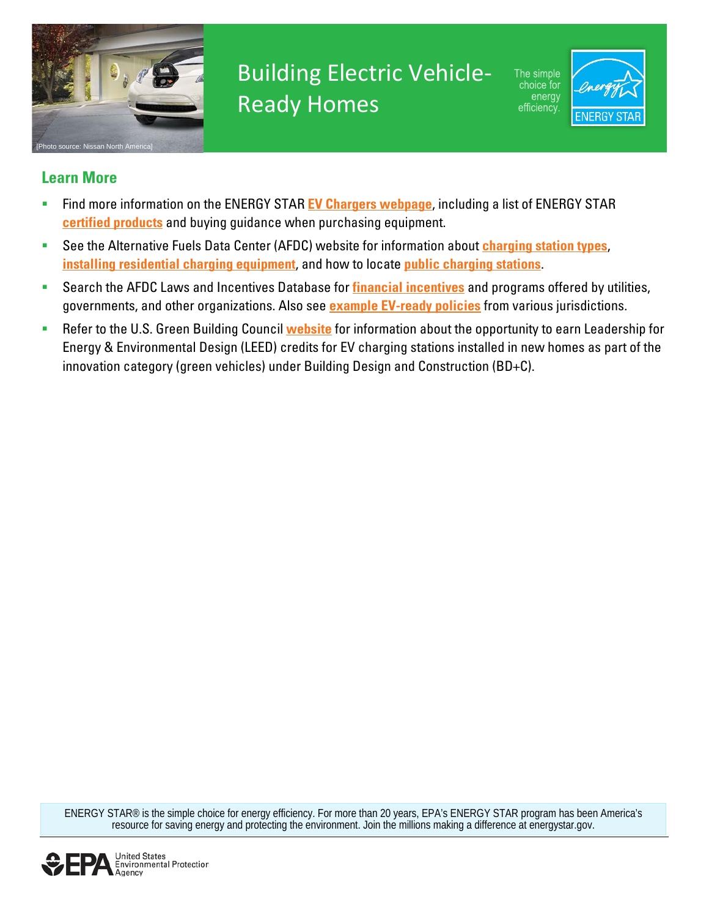[Photo source: Nissan North America]

# Building Electric Vehicle-Ready Homes

The simple choice for energy efficiency.

ENERGY STAR

## Learn More

- Find more information on the ENERGY STAR **EV Chargers webpage**, including a list of ENERGY STAR **certified products** and buying guidance when purchasing equipment.
- See the Alternative Fuels Data Center (AFDC) website for information about **charging station types**, **installing residential charging equipment**, and how to locate **public charging stations**.
- Search the AFDC Laws and Incentives Database for **financial incentives** and programs offered by utilities, governments, and other organizations. Also see **example EV-ready policies** from various jurisdictions.
- Refer to the U.S. Green Building Council **website** for information about the opportunity to earn Leadership for Energy & Environmental Design (LEED) credits for EV charging stations installed in new homes as part of the innovation category (green vehicles) under Building Design and Construction (BD+C).

ENERGY STAR® is the simple choice for energy efficiency. For more than 20 years, EPA's ENERGY STAR program has been America's resource for saving energy and protecting the environment. Join the millions making a difference at energystar.gov.

EPA United States Environmental Protection Agency